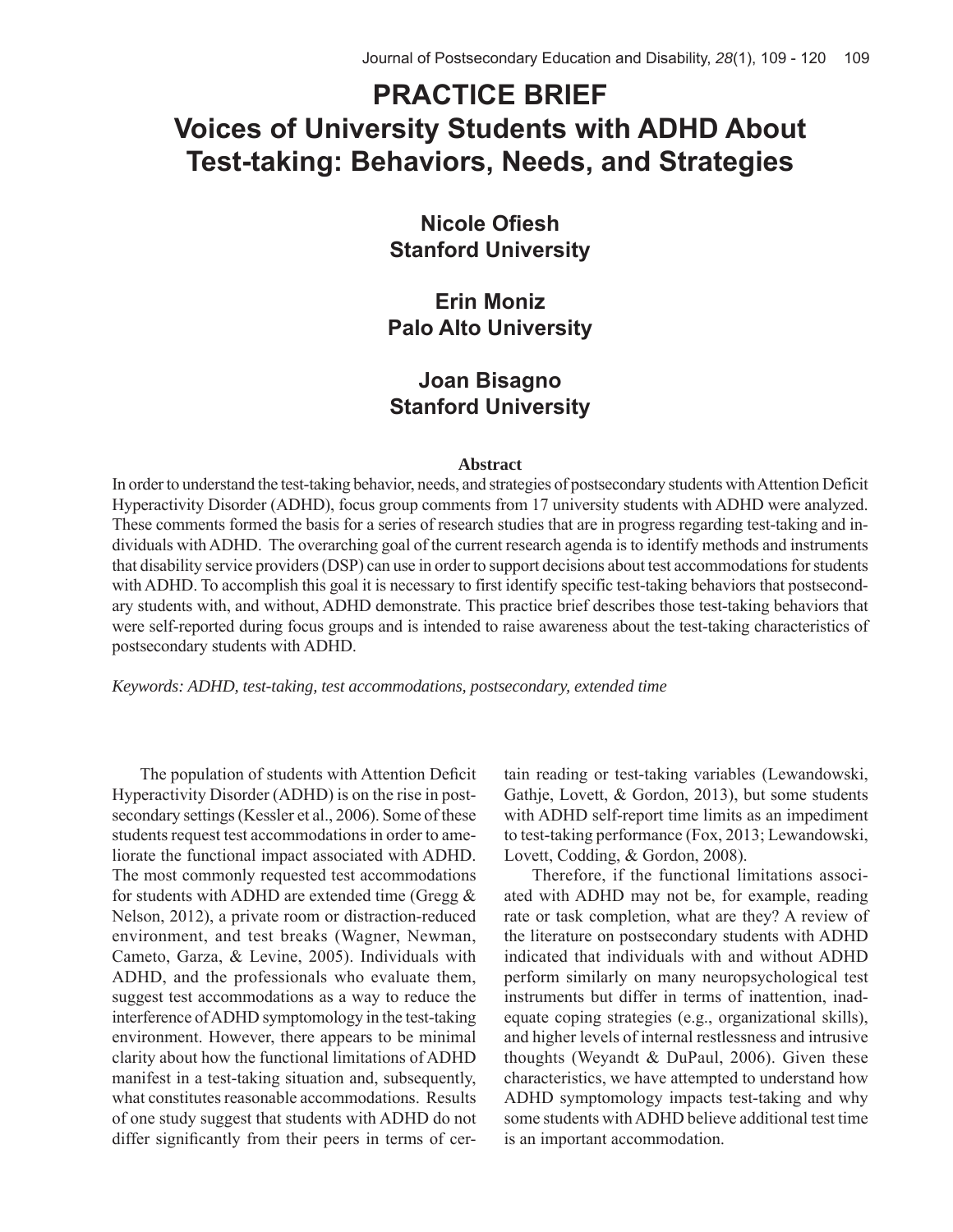# PRACTICE BRIEF
# Voices of University Students with ADHD About Test-taking: Behaviors, Needs, and Strategies

**Nicole Ofiesh**
**Stanford University**

**Erin Moniz**
**Palo Alto University**

**Joan Bisagno**
**Stanford University**

## Abstract

In order to understand the test-taking behavior, needs, and strategies of postsecondary students with Attention Deficit Hyperactivity Disorder (ADHD), focus group comments from 17 university students with ADHD were analyzed. These comments formed the basis for a series of research studies that are in progress regarding test-taking and individuals with ADHD. The overarching goal of the current research agenda is to identify methods and instruments that disability service providers (DSP) can use in order to support decisions about test accommodations for students with ADHD. To accomplish this goal it is necessary to first identify specific test-taking behaviors that postsecondary students with, and without, ADHD demonstrate. This practice brief describes those test-taking behaviors that were self-reported during focus groups and is intended to raise awareness about the test-taking characteristics of postsecondary students with ADHD.

*Keywords: ADHD, test-taking, test accommodations, postsecondary, extended time*

The population of students with Attention Deficit Hyperactivity Disorder (ADHD) is on the rise in postsecondary settings (Kessler et al., 2006). Some of these students request test accommodations in order to ameliorate the functional impact associated with ADHD. The most commonly requested test accommodations for students with ADHD are extended time (Gregg & Nelson, 2012), a private room or distraction-reduced environment, and test breaks (Wagner, Newman, Cameto, Garza, & Levine, 2005). Individuals with ADHD, and the professionals who evaluate them, suggest test accommodations as a way to reduce the interference of ADHD symptomology in the test-taking environment. However, there appears to be minimal clarity about how the functional limitations of ADHD manifest in a test-taking situation and, subsequently, what constitutes reasonable accommodations. Results of one study suggest that students with ADHD do not differ significantly from their peers in terms of certain reading or test-taking variables (Lewandowski, Gathje, Lovett, & Gordon, 2013), but some students with ADHD self-report time limits as an impediment to test-taking performance (Fox, 2013; Lewandowski, Lovett, Codding, & Gordon, 2008).

Therefore, if the functional limitations associated with ADHD may not be, for example, reading rate or task completion, what are they? A review of the literature on postsecondary students with ADHD indicated that individuals with and without ADHD perform similarly on many neuropsychological test instruments but differ in terms of inattention, inadequate coping strategies (e.g., organizational skills), and higher levels of internal restlessness and intrusive thoughts (Weyandt & DuPaul, 2006). Given these characteristics, we have attempted to understand how ADHD symptomology impacts test-taking and why some students with ADHD believe additional test time is an important accommodation.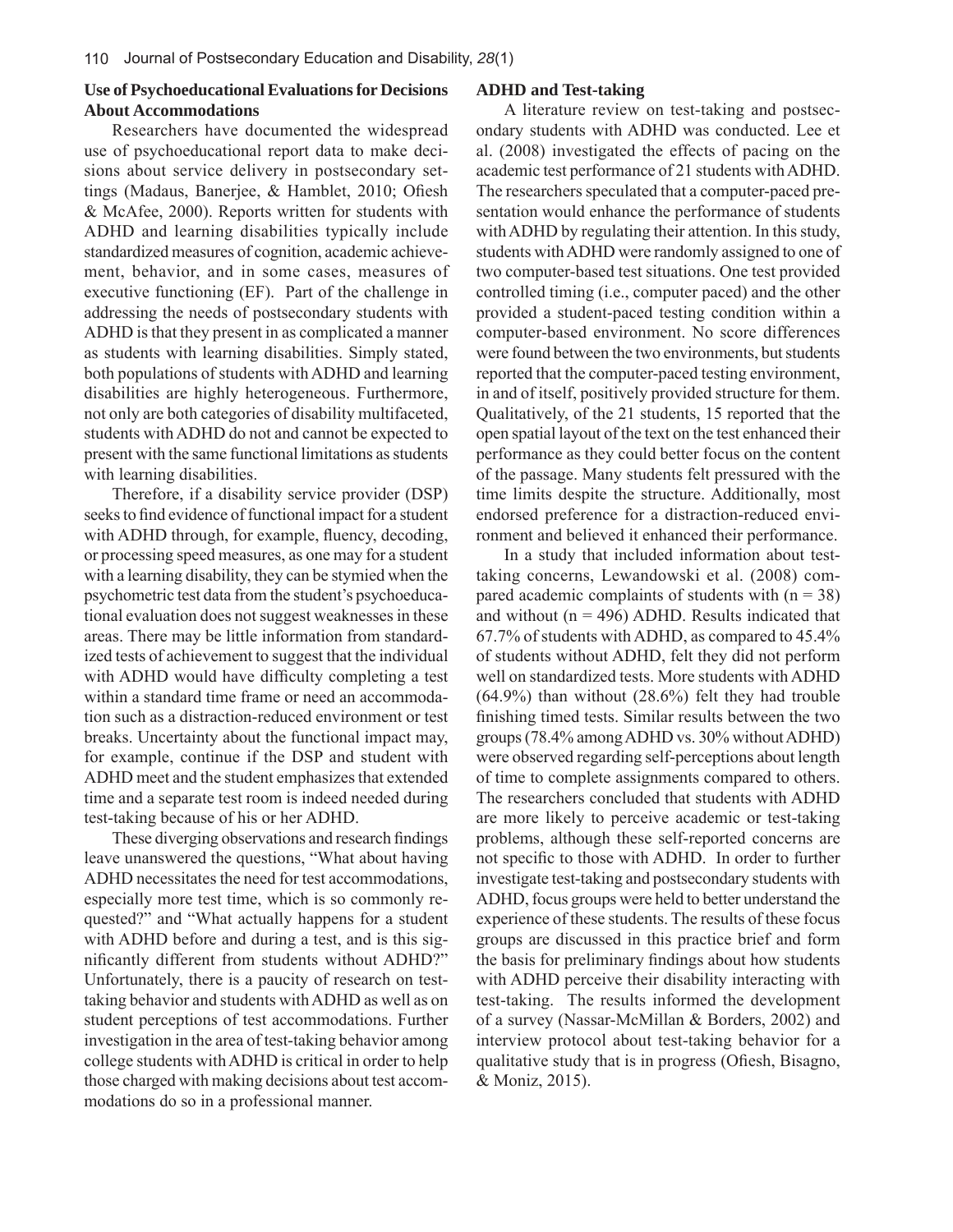### Use of Psychoeducational Evaluations for Decisions About Accommodations

Researchers have documented the widespread use of psychoeducational report data to make decisions about service delivery in postsecondary settings (Madaus, Banerjee, & Hamblet, 2010; Ofiesh & McAfee, 2000). Reports written for students with ADHD and learning disabilities typically include standardized measures of cognition, academic achievement, behavior, and in some cases, measures of executive functioning (EF). Part of the challenge in addressing the needs of postsecondary students with ADHD is that they present in as complicated a manner as students with learning disabilities. Simply stated, both populations of students with ADHD and learning disabilities are highly heterogeneous. Furthermore, not only are both categories of disability multifaceted, students with ADHD do not and cannot be expected to present with the same functional limitations as students with learning disabilities.

Therefore, if a disability service provider (DSP) seeks to find evidence of functional impact for a student with ADHD through, for example, fluency, decoding, or processing speed measures, as one may for a student with a learning disability, they can be stymied when the psychometric test data from the student's psychoeducational evaluation does not suggest weaknesses in these areas. There may be little information from standardized tests of achievement to suggest that the individual with ADHD would have difficulty completing a test within a standard time frame or need an accommodation such as a distraction-reduced environment or test breaks. Uncertainty about the functional impact may, for example, continue if the DSP and student with ADHD meet and the student emphasizes that extended time and a separate test room is indeed needed during test-taking because of his or her ADHD.

These diverging observations and research findings leave unanswered the questions, "What about having ADHD necessitates the need for test accommodations, especially more test time, which is so commonly requested?" and "What actually happens for a student with ADHD before and during a test, and is this significantly different from students without ADHD?" Unfortunately, there is a paucity of research on test-taking behavior and students with ADHD as well as on student perceptions of test accommodations. Further investigation in the area of test-taking behavior among college students with ADHD is critical in order to help those charged with making decisions about test accommodations do so in a professional manner.

### ADHD and Test-taking

A literature review on test-taking and postsecondary students with ADHD was conducted. Lee et al. (2008) investigated the effects of pacing on the academic test performance of 21 students with ADHD. The researchers speculated that a computer-paced presentation would enhance the performance of students with ADHD by regulating their attention. In this study, students with ADHD were randomly assigned to one of two computer-based test situations. One test provided controlled timing (i.e., computer paced) and the other provided a student-paced testing condition within a computer-based environment. No score differences were found between the two environments, but students reported that the computer-paced testing environment, in and of itself, positively provided structure for them. Qualitatively, of the 21 students, 15 reported that the open spatial layout of the text on the test enhanced their performance as they could better focus on the content of the passage. Many students felt pressured with the time limits despite the structure. Additionally, most endorsed preference for a distraction-reduced environment and believed it enhanced their performance.

In a study that included information about test-taking concerns, Lewandowski et al. (2008) compared academic complaints of students with ($n = 38$) and without ($n = 496$) ADHD. Results indicated that 67.7% of students with ADHD, as compared to 45.4% of students without ADHD, felt they did not perform well on standardized tests. More students with ADHD (64.9%) than without (28.6%) felt they had trouble finishing timed tests. Similar results between the two groups (78.4% among ADHD vs. 30% without ADHD) were observed regarding self-perceptions about length of time to complete assignments compared to others. The researchers concluded that students with ADHD are more likely to perceive academic or test-taking problems, although these self-reported concerns are not specific to those with ADHD. In order to further investigate test-taking and postsecondary students with ADHD, focus groups were held to better understand the experience of these students. The results of these focus groups are discussed in this practice brief and form the basis for preliminary findings about how students with ADHD perceive their disability interacting with test-taking. The results informed the development of a survey (Nassar-McMillan & Borders, 2002) and interview protocol about test-taking behavior for a qualitative study that is in progress (Ofiesh, Bisagno, & Moniz, 2015).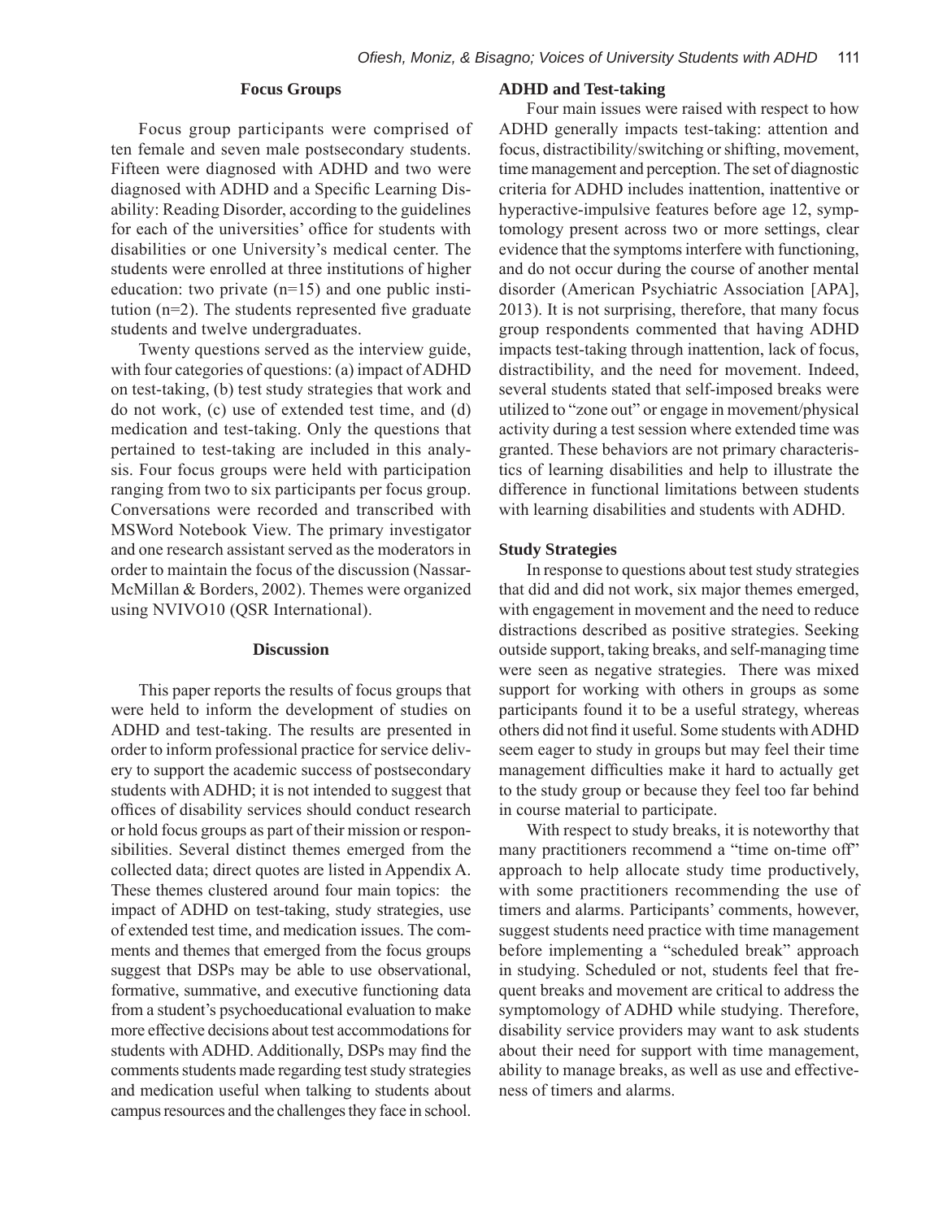## Focus Groups

Focus group participants were comprised of ten female and seven male postsecondary students. Fifteen were diagnosed with ADHD and two were diagnosed with ADHD and a Specific Learning Disability: Reading Disorder, according to the guidelines for each of the universities' office for students with disabilities or one University's medical center. The students were enrolled at three institutions of higher education: two private (n=15) and one public institution (n=2). The students represented five graduate students and twelve undergraduates.

Twenty questions served as the interview guide, with four categories of questions: (a) impact of ADHD on test-taking, (b) test study strategies that work and do not work, (c) use of extended test time, and (d) medication and test-taking. Only the questions that pertained to test-taking are included in this analysis. Four focus groups were held with participation ranging from two to six participants per focus group. Conversations were recorded and transcribed with MSWord Notebook View. The primary investigator and one research assistant served as the moderators in order to maintain the focus of the discussion (Nassar-McMillan & Borders, 2002). Themes were organized using NVIVO10 (QSR International).

## Discussion

This paper reports the results of focus groups that were held to inform the development of studies on ADHD and test-taking. The results are presented in order to inform professional practice for service delivery to support the academic success of postsecondary students with ADHD; it is not intended to suggest that offices of disability services should conduct research or hold focus groups as part of their mission or responsibilities. Several distinct themes emerged from the collected data; direct quotes are listed in Appendix A. These themes clustered around four main topics: the impact of ADHD on test-taking, study strategies, use of extended test time, and medication issues. The comments and themes that emerged from the focus groups suggest that DSPs may be able to use observational, formative, summative, and executive functioning data from a student's psychoeducational evaluation to make more effective decisions about test accommodations for students with ADHD. Additionally, DSPs may find the comments students made regarding test study strategies and medication useful when talking to students about campus resources and the challenges they face in school.

### ADHD and Test-taking

Four main issues were raised with respect to how ADHD generally impacts test-taking: attention and focus, distractibility/switching or shifting, movement, time management and perception. The set of diagnostic criteria for ADHD includes inattention, inattentive or hyperactive-impulsive features before age 12, symptomology present across two or more settings, clear evidence that the symptoms interfere with functioning, and do not occur during the course of another mental disorder (American Psychiatric Association [APA], 2013). It is not surprising, therefore, that many focus group respondents commented that having ADHD impacts test-taking through inattention, lack of focus, distractibility, and the need for movement. Indeed, several students stated that self-imposed breaks were utilized to "zone out" or engage in movement/physical activity during a test session where extended time was granted. These behaviors are not primary characteristics of learning disabilities and help to illustrate the difference in functional limitations between students with learning disabilities and students with ADHD.

### Study Strategies

In response to questions about test study strategies that did and did not work, six major themes emerged, with engagement in movement and the need to reduce distractions described as positive strategies. Seeking outside support, taking breaks, and self-managing time were seen as negative strategies. There was mixed support for working with others in groups as some participants found it to be a useful strategy, whereas others did not find it useful. Some students with ADHD seem eager to study in groups but may feel their time management difficulties make it hard to actually get to the study group or because they feel too far behind in course material to participate.

With respect to study breaks, it is noteworthy that many practitioners recommend a "time on-time off" approach to help allocate study time productively, with some practitioners recommending the use of timers and alarms. Participants' comments, however, suggest students need practice with time management before implementing a "scheduled break" approach in studying. Scheduled or not, students feel that frequent breaks and movement are critical to address the symptomology of ADHD while studying. Therefore, disability service providers may want to ask students about their need for support with time management, ability to manage breaks, as well as use and effectiveness of timers and alarms.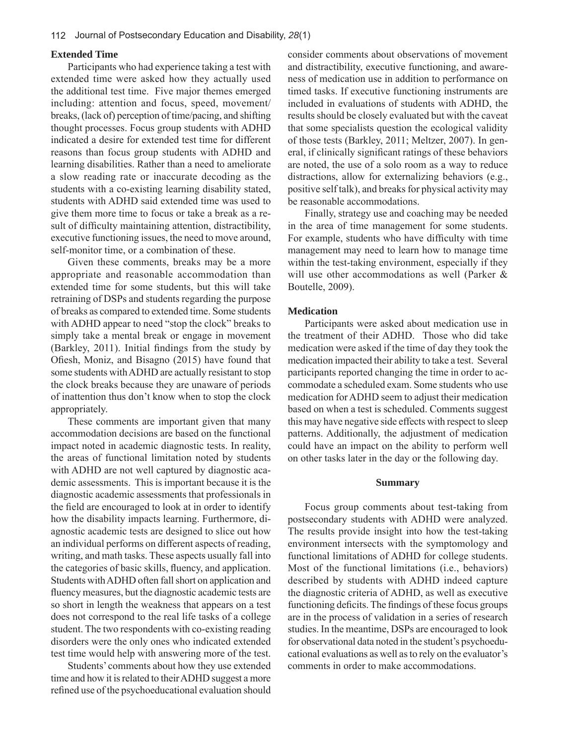### Extended Time

Participants who had experience taking a test with extended time were asked how they actually used the additional test time. Five major themes emerged including: attention and focus, speed, movement/breaks, (lack of) perception of time/pacing, and shifting thought processes. Focus group students with ADHD indicated a desire for extended test time for different reasons than focus group students with ADHD and learning disabilities. Rather than a need to ameliorate a slow reading rate or inaccurate decoding as the students with a co-existing learning disability stated, students with ADHD said extended time was used to give them more time to focus or take a break as a result of difficulty maintaining attention, distractibility, executive functioning issues, the need to move around, self-monitor time, or a combination of these.

Given these comments, breaks may be a more appropriate and reasonable accommodation than extended time for some students, but this will take retraining of DSPs and students regarding the purpose of breaks as compared to extended time. Some students with ADHD appear to need "stop the clock" breaks to simply take a mental break or engage in movement (Barkley, 2011). Initial findings from the study by Ofiesh, Moniz, and Bisagno (2015) have found that some students with ADHD are actually resistant to stop the clock breaks because they are unaware of periods of inattention thus don't know when to stop the clock appropriately.

These comments are important given that many accommodation decisions are based on the functional impact noted in academic diagnostic tests. In reality, the areas of functional limitation noted by students with ADHD are not well captured by diagnostic academic assessments. This is important because it is the diagnostic academic assessments that professionals in the field are encouraged to look at in order to identify how the disability impacts learning. Furthermore, diagnostic academic tests are designed to slice out how an individual performs on different aspects of reading, writing, and math tasks. These aspects usually fall into the categories of basic skills, fluency, and application. Students with ADHD often fall short on application and fluency measures, but the diagnostic academic tests are so short in length the weakness that appears on a test does not correspond to the real life tasks of a college student. The two respondents with co-existing reading disorders were the only ones who indicated extended test time would help with answering more of the test.

Students' comments about how they use extended time and how it is related to their ADHD suggest a more refined use of the psychoeducational evaluation should consider comments about observations of movement and distractibility, executive functioning, and awareness of medication use in addition to performance on timed tasks. If executive functioning instruments are included in evaluations of students with ADHD, the results should be closely evaluated but with the caveat that some specialists question the ecological validity of those tests (Barkley, 2011; Meltzer, 2007). In general, if clinically significant ratings of these behaviors are noted, the use of a solo room as a way to reduce distractions, allow for externalizing behaviors (e.g., positive self talk), and breaks for physical activity may be reasonable accommodations.

Finally, strategy use and coaching may be needed in the area of time management for some students. For example, students who have difficulty with time management may need to learn how to manage time within the test-taking environment, especially if they will use other accommodations as well (Parker & Boutelle, 2009).

### Medication

Participants were asked about medication use in the treatment of their ADHD. Those who did take medication were asked if the time of day they took the medication impacted their ability to take a test. Several participants reported changing the time in order to accommodate a scheduled exam. Some students who use medication for ADHD seem to adjust their medication based on when a test is scheduled. Comments suggest this may have negative side effects with respect to sleep patterns. Additionally, the adjustment of medication could have an impact on the ability to perform well on other tasks later in the day or the following day.

## Summary

Focus group comments about test-taking from postsecondary students with ADHD were analyzed. The results provide insight into how the test-taking environment intersects with the symptomology and functional limitations of ADHD for college students. Most of the functional limitations (i.e., behaviors) described by students with ADHD indeed capture the diagnostic criteria of ADHD, as well as executive functioning deficits. The findings of these focus groups are in the process of validation in a series of research studies. In the meantime, DSPs are encouraged to look for observational data noted in the student's psychoeducational evaluations as well as to rely on the evaluator's comments in order to make accommodations.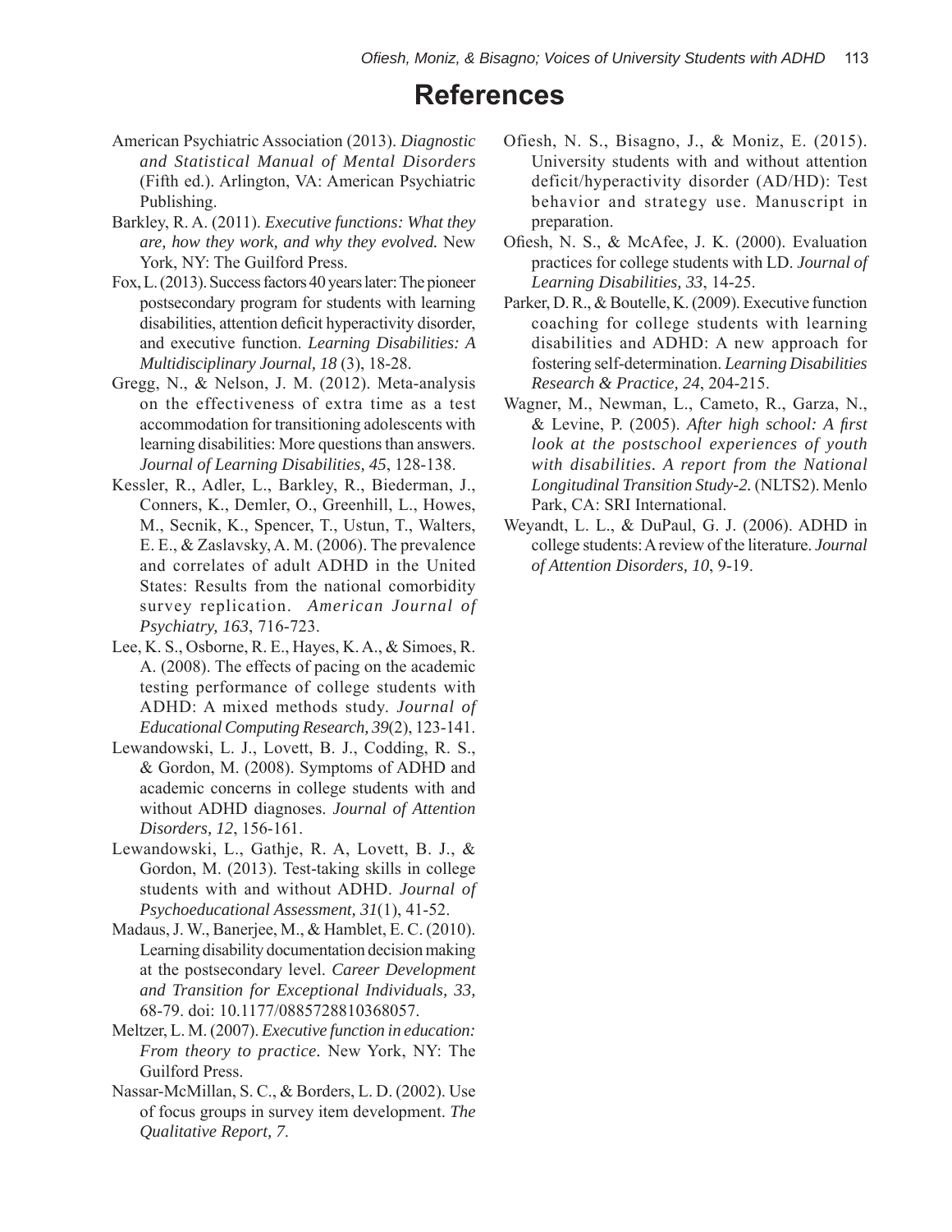# References

American Psychiatric Association (2013). *Diagnostic and Statistical Manual of Mental Disorders* (Fifth ed.). Arlington, VA: American Psychiatric Publishing.

Barkley, R. A. (2011). *Executive functions: What they are, how they work, and why they evolved.* New York, NY: The Guilford Press.

Fox, L. (2013). Success factors 40 years later: The pioneer postsecondary program for students with learning disabilities, attention deficit hyperactivity disorder, and executive function. *Learning Disabilities: A Multidisciplinary Journal, 18* (3), 18-28.

Gregg, N., & Nelson, J. M. (2012). Meta-analysis on the effectiveness of extra time as a test accommodation for transitioning adolescents with learning disabilities: More questions than answers. *Journal of Learning Disabilities, 45*, 128-138.

Kessler, R., Adler, L., Barkley, R., Biederman, J., Conners, K., Demler, O., Greenhill, L., Howes, M., Secnik, K., Spencer, T., Ustun, T., Walters, E. E., & Zaslavsky, A. M. (2006). The prevalence and correlates of adult ADHD in the United States: Results from the national comorbidity survey replication. *American Journal of Psychiatry, 163*, 716-723.

Lee, K. S., Osborne, R. E., Hayes, K. A., & Simoes, R. A. (2008). The effects of pacing on the academic testing performance of college students with ADHD: A mixed methods study. *Journal of Educational Computing Research, 39*(2), 123-141.

Lewandowski, L. J., Lovett, B. J., Codding, R. S., & Gordon, M. (2008). Symptoms of ADHD and academic concerns in college students with and without ADHD diagnoses. *Journal of Attention Disorders, 12*, 156-161.

Lewandowski, L., Gathje, R. A, Lovett, B. J., & Gordon, M. (2013). Test-taking skills in college students with and without ADHD. *Journal of Psychoeducational Assessment, 31*(1), 41-52.

Madaus, J. W., Banerjee, M., & Hamblet, E. C. (2010). Learning disability documentation decision making at the postsecondary level. *Career Development and Transition for Exceptional Individuals, 33,* 68-79. doi: 10.1177/0885728810368057.

Meltzer, L. M. (2007). *Executive function in education: From theory to practice.* New York, NY: The Guilford Press.

Nassar-McMillan, S. C., & Borders, L. D. (2002). Use of focus groups in survey item development. *The Qualitative Report, 7*.

Ofiesh, N. S., Bisagno, J., & Moniz, E. (2015). University students with and without attention deficit/hyperactivity disorder (AD/HD): Test behavior and strategy use. Manuscript in preparation.

Ofiesh, N. S., & McAfee, J. K. (2000). Evaluation practices for college students with LD. *Journal of Learning Disabilities, 33*, 14-25.

Parker, D. R., & Boutelle, K. (2009). Executive function coaching for college students with learning disabilities and ADHD: A new approach for fostering self-determination. *Learning Disabilities Research & Practice, 24*, 204-215.

Wagner, M., Newman, L., Cameto, R., Garza, N., & Levine, P. (2005). *After high school: A first look at the postschool experiences of youth with disabilities. A report from the National Longitudinal Transition Study-2.* (NLTS2). Menlo Park, CA: SRI International.

Weyandt, L. L., & DuPaul, G. J. (2006). ADHD in college students: A review of the literature. *Journal of Attention Disorders, 10*, 9-19.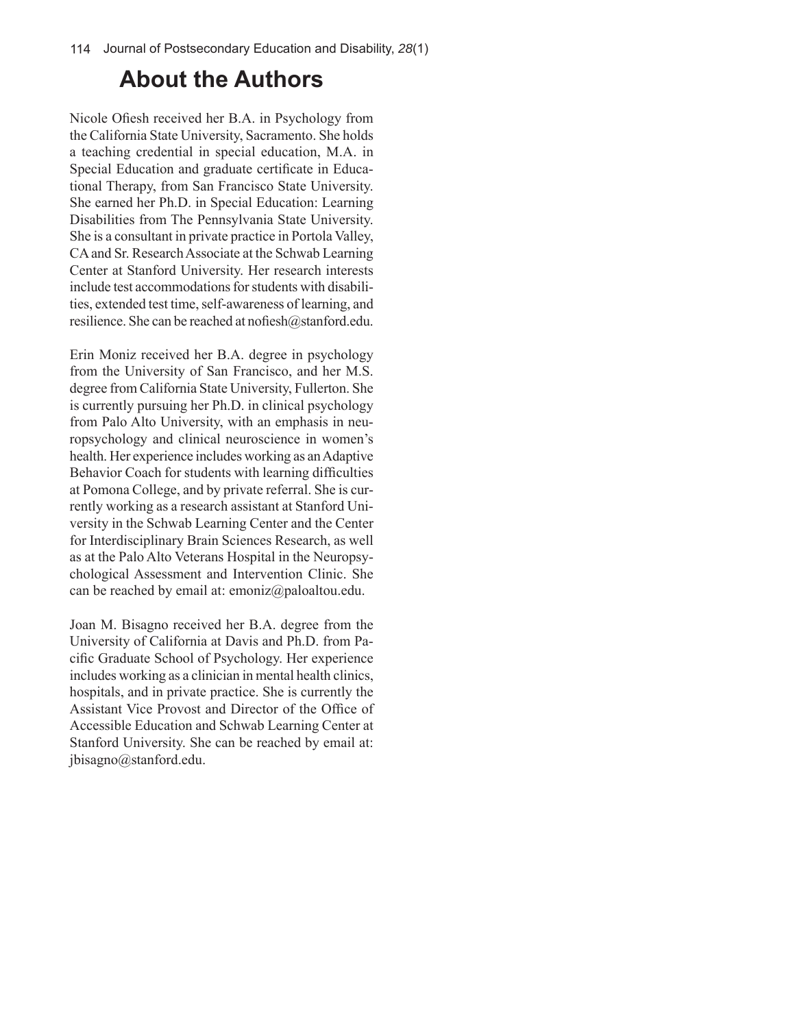# About the Authors

Nicole Ofiesh received her B.A. in Psychology from the California State University, Sacramento. She holds a teaching credential in special education, M.A. in Special Education and graduate certificate in Educational Therapy, from San Francisco State University. She earned her Ph.D. in Special Education: Learning Disabilities from The Pennsylvania State University. She is a consultant in private practice in Portola Valley, CA and Sr. Research Associate at the Schwab Learning Center at Stanford University. Her research interests include test accommodations for students with disabilities, extended test time, self-awareness of learning, and resilience. She can be reached at nofiesh@stanford.edu.

Erin Moniz received her B.A. degree in psychology from the University of San Francisco, and her M.S. degree from California State University, Fullerton. She is currently pursuing her Ph.D. in clinical psychology from Palo Alto University, with an emphasis in neuropsychology and clinical neuroscience in women's health. Her experience includes working as an Adaptive Behavior Coach for students with learning difficulties at Pomona College, and by private referral. She is currently working as a research assistant at Stanford University in the Schwab Learning Center and the Center for Interdisciplinary Brain Sciences Research, as well as at the Palo Alto Veterans Hospital in the Neuropsychological Assessment and Intervention Clinic. She can be reached by email at: emoniz@paloaltou.edu.

Joan M. Bisagno received her B.A. degree from the University of California at Davis and Ph.D. from Pacific Graduate School of Psychology. Her experience includes working as a clinician in mental health clinics, hospitals, and in private practice. She is currently the Assistant Vice Provost and Director of the Office of Accessible Education and Schwab Learning Center at Stanford University. She can be reached by email at: jbisagno@stanford.edu.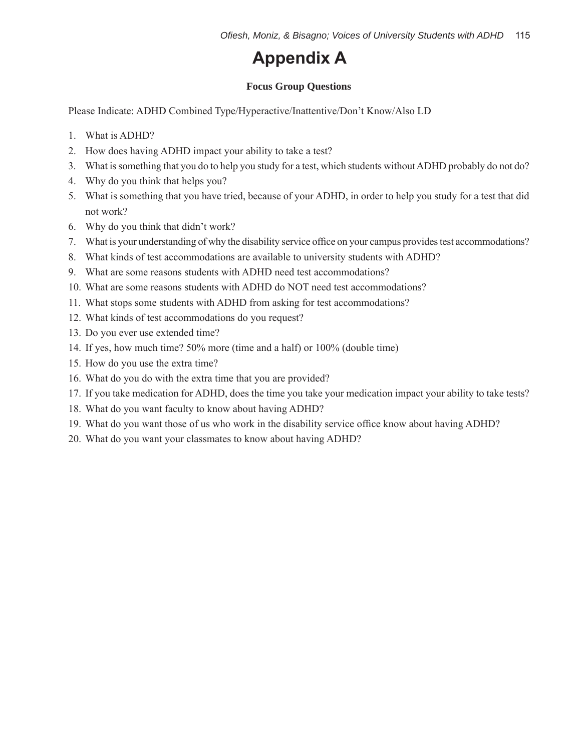# Appendix A

**Focus Group Questions**

Please Indicate: ADHD Combined Type/Hyperactive/Inattentive/Don't Know/Also LD

1. What is ADHD?
2. How does having ADHD impact your ability to take a test?
3. What is something that you do to help you study for a test, which students without ADHD probably do not do?
4. Why do you think that helps you?
5. What is something that you have tried, because of your ADHD, in order to help you study for a test that did not work?
6. Why do you think that didn't work?
7. What is your understanding of why the disability service office on your campus provides test accommodations?
8. What kinds of test accommodations are available to university students with ADHD?
9. What are some reasons students with ADHD need test accommodations?
10. What are some reasons students with ADHD do NOT need test accommodations?
11. What stops some students with ADHD from asking for test accommodations?
12. What kinds of test accommodations do you request?
13. Do you ever use extended time?
14. If yes, how much time? 50% more (time and a half) or 100% (double time)
15. How do you use the extra time?
16. What do you do with the extra time that you are provided?
17. If you take medication for ADHD, does the time you take your medication impact your ability to take tests?
18. What do you want faculty to know about having ADHD?
19. What do you want those of us who work in the disability service office know about having ADHD?
20. What do you want your classmates to know about having ADHD?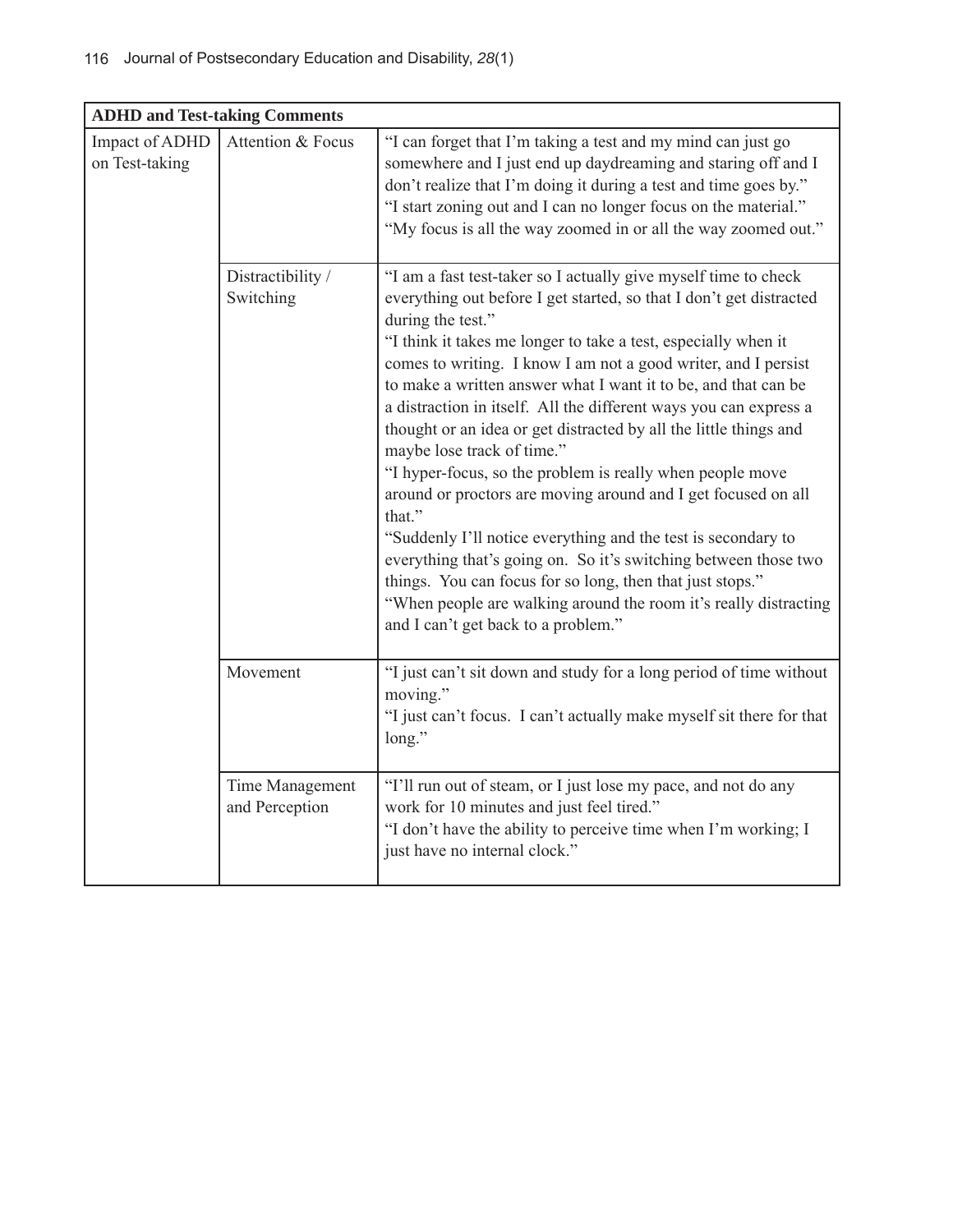| ADHD and Test-taking Comments | | |
|---|---|---|
| Impact of ADHD on Test-taking | Attention & Focus | "I can forget that I'm taking a test and my mind can just go somewhere and I just end up daydreaming and staring off and I don't realize that I'm doing it during a test and time goes by." "I start zoning out and I can no longer focus on the material." "My focus is all the way zoomed in or all the way zoomed out." |
| | Distractibility / Switching | "I am a fast test-taker so I actually give myself time to check everything out before I get started, so that I don't get distracted during the test." "I think it takes me longer to take a test, especially when it comes to writing. I know I am not a good writer, and I persist to make a written answer what I want it to be, and that can be a distraction in itself. All the different ways you can express a thought or an idea or get distracted by all the little things and maybe lose track of time." "I hyper-focus, so the problem is really when people move around or proctors are moving around and I get focused on all that." "Suddenly I'll notice everything and the test is secondary to everything that's going on. So it's switching between those two things. You can focus for so long, then that just stops." "When people are walking around the room it's really distracting and I can't get back to a problem." |
| | Movement | "I just can't sit down and study for a long period of time without moving." "I just can't focus. I can't actually make myself sit there for that long." |
| | Time Management and Perception | "I'll run out of steam, or I just lose my pace, and not do any work for 10 minutes and just feel tired." "I don't have the ability to perceive time when I'm working; I just have no internal clock." |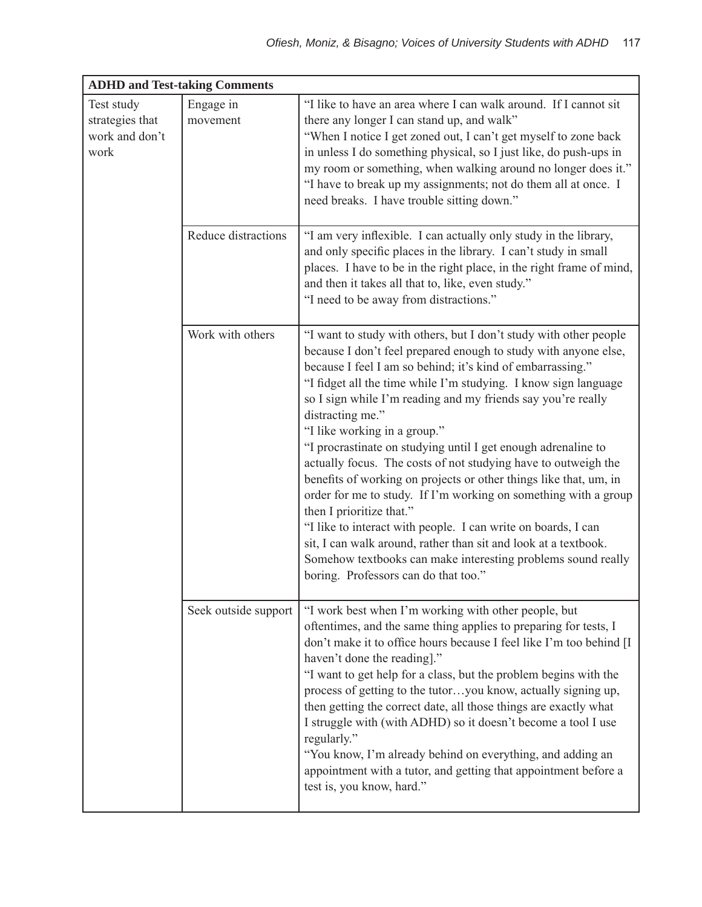| ADHD and Test-taking Comments | | |
|---|---|---|
| Test study strategies that work and don't work | Engage in movement | "I like to have an area where I can walk around. If I cannot sit there any longer I can stand up, and walk" "When I notice I get zoned out, I can't get myself to zone back in unless I do something physical, so I just like, do push-ups in my room or something, when walking around no longer does it." "I have to break up my assignments; not do them all at once. I need breaks. I have trouble sitting down." |
| | Reduce distractions | "I am very inflexible. I can actually only study in the library, and only specific places in the library. I can't study in small places. I have to be in the right place, in the right frame of mind, and then it takes all that to, like, even study." "I need to be away from distractions." |
| | Work with others | "I want to study with others, but I don't study with other people because I don't feel prepared enough to study with anyone else, because I feel I am so behind; it's kind of embarrassing." "I fidget all the time while I'm studying. I know sign language so I sign while I'm reading and my friends say you're really distracting me." "I like working in a group." "I procrastinate on studying until I get enough adrenaline to actually focus. The costs of not studying have to outweigh the benefits of working on projects or other things like that, um, in order for me to study. If I'm working on something with a group then I prioritize that." "I like to interact with people. I can write on boards, I can sit, I can walk around, rather than sit and look at a textbook. Somehow textbooks can make interesting problems sound really boring. Professors can do that too." |
| | Seek outside support | "I work best when I'm working with other people, but oftentimes, and the same thing applies to preparing for tests, I don't make it to office hours because I feel like I'm too behind [I haven't done the reading]." "I want to get help for a class, but the problem begins with the process of getting to the tutor…you know, actually signing up, then getting the correct date, all those things are exactly what I struggle with (with ADHD) so it doesn't become a tool I use regularly." "You know, I'm already behind on everything, and adding an appointment with a tutor, and getting that appointment before a test is, you know, hard." |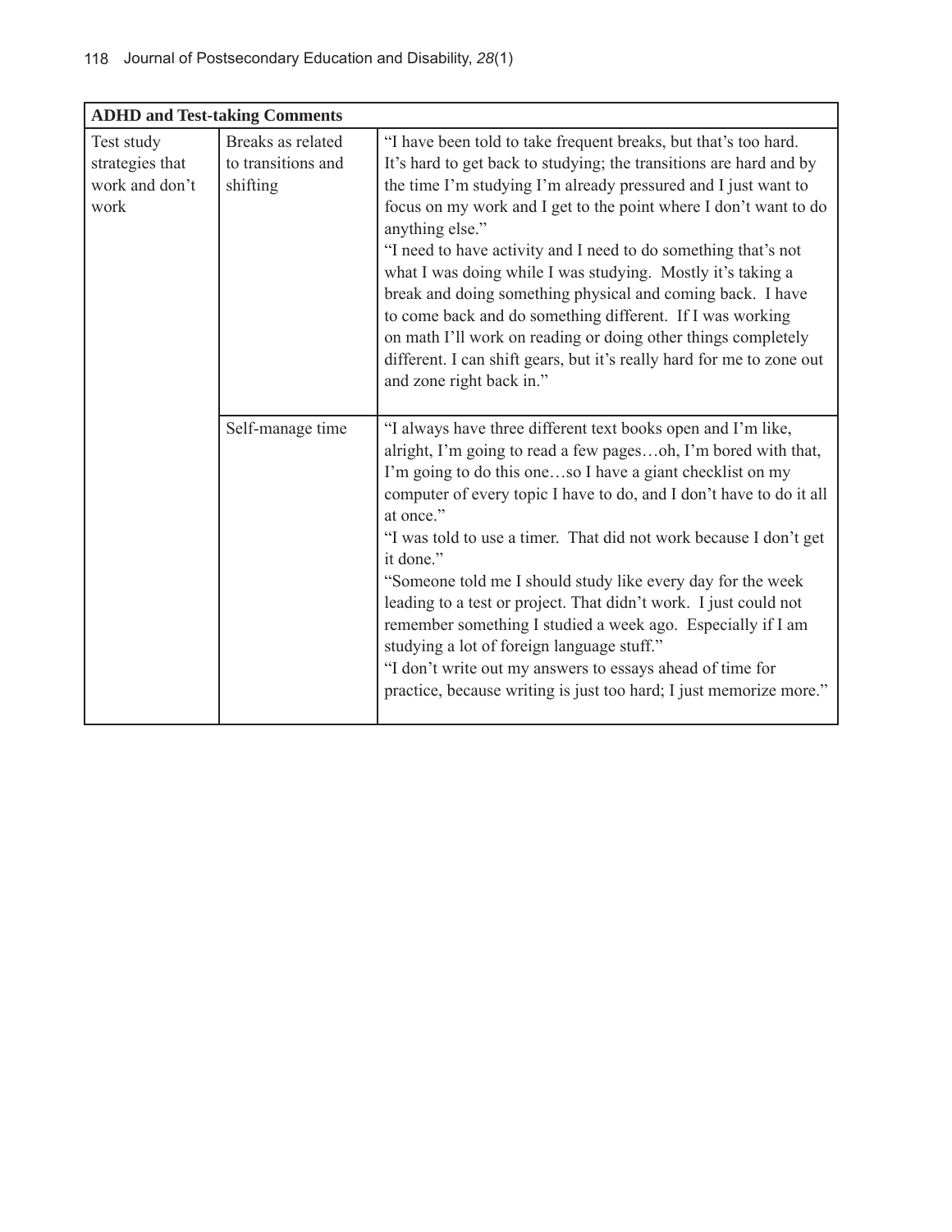| ADHD and Test-taking Comments | | |
|---|---|---|
| Test study strategies that work and don't work | Breaks as related to transitions and shifting | "I have been told to take frequent breaks, but that's too hard. It's hard to get back to studying; the transitions are hard and by the time I'm studying I'm already pressured and I just want to focus on my work and I get to the point where I don't want to do anything else." "I need to have activity and I need to do something that's not what I was doing while I was studying. Mostly it's taking a break and doing something physical and coming back. I have to come back and do something different. If I was working on math I'll work on reading or doing other things completely different. I can shift gears, but it's really hard for me to zone out and zone right back in." |
| | Self-manage time | "I always have three different text books open and I'm like, alright, I'm going to read a few pages…oh, I'm bored with that, I'm going to do this one…so I have a giant checklist on my computer of every topic I have to do, and I don't have to do it all at once." "I was told to use a timer. That did not work because I don't get it done." "Someone told me I should study like every day for the week leading to a test or project. That didn't work. I just could not remember something I studied a week ago. Especially if I am studying a lot of foreign language stuff." "I don't write out my answers to essays ahead of time for practice, because writing is just too hard; I just memorize more." |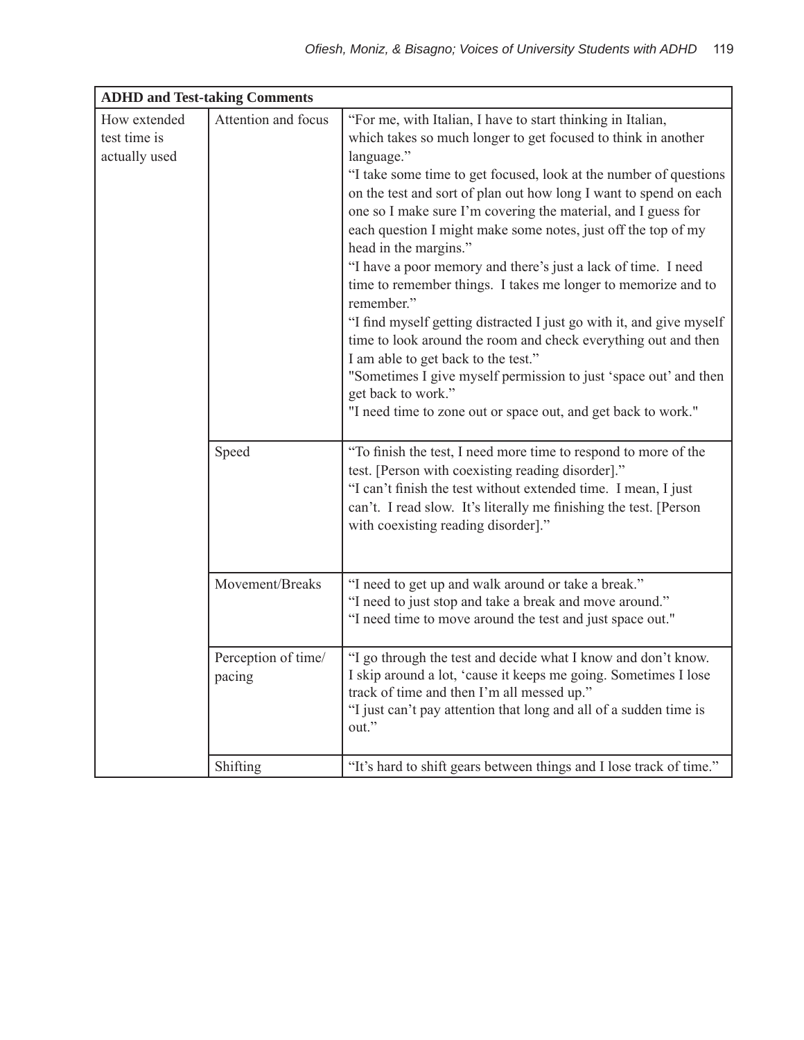| ADHD and Test-taking Comments | | |
|---|---|---|
| How extended test time is actually used | Attention and focus | "For me, with Italian, I have to start thinking in Italian, which takes so much longer to get focused to think in another language."<br>"I take some time to get focused, look at the number of questions on the test and sort of plan out how long I want to spend on each one so I make sure I'm covering the material, and I guess for each question I might make some notes, just off the top of my head in the margins."<br>"I have a poor memory and there's just a lack of time. I need time to remember things. I takes me longer to memorize and to remember."<br>"I find myself getting distracted I just go with it, and give myself time to look around the room and check everything out and then I am able to get back to the test."<br>"Sometimes I give myself permission to just 'space out' and then get back to work."<br>"I need time to zone out or space out, and get back to work." |
| | Speed | "To finish the test, I need more time to respond to more of the test. [Person with coexisting reading disorder]."<br>"I can't finish the test without extended time. I mean, I just can't. I read slow. It's literally me finishing the test. [Person with coexisting reading disorder]." |
| | Movement/Breaks | "I need to get up and walk around or take a break."<br>"I need to just stop and take a break and move around."<br>"I need time to move around the test and just space out." |
| | Perception of time/ pacing | "I go through the test and decide what I know and don't know. I skip around a lot, 'cause it keeps me going. Sometimes I lose track of time and then I'm all messed up."<br>"I just can't pay attention that long and all of a sudden time is out." |
| | Shifting | "It's hard to shift gears between things and I lose track of time." |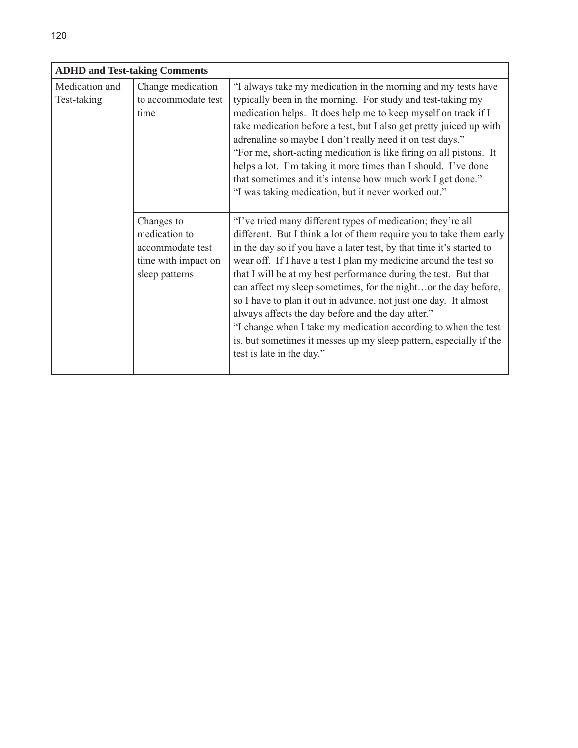| ADHD and Test-taking Comments | | |
|---|---|---|
| Medication and Test-taking | Change medication to accommodate test time | "I always take my medication in the morning and my tests have typically been in the morning. For study and test-taking my medication helps. It does help me to keep myself on track if I take medication before a test, but I also get pretty juiced up with adrenaline so maybe I don't really need it on test days." "For me, short-acting medication is like firing on all pistons. It helps a lot. I'm taking it more times than I should. I've done that sometimes and it's intense how much work I get done." "I was taking medication, but it never worked out." |
| | Changes to medication to accommodate test time with impact on sleep patterns | "I've tried many different types of medication; they're all different. But I think a lot of them require you to take them early in the day so if you have a later test, by that time it's started to wear off. If I have a test I plan my medicine around the test so that I will be at my best performance during the test. But that can affect my sleep sometimes, for the night…or the day before, so I have to plan it out in advance, not just one day. It almost always affects the day before and the day after." "I change when I take my medication according to when the test is, but sometimes it messes up my sleep pattern, especially if the test is late in the day." |